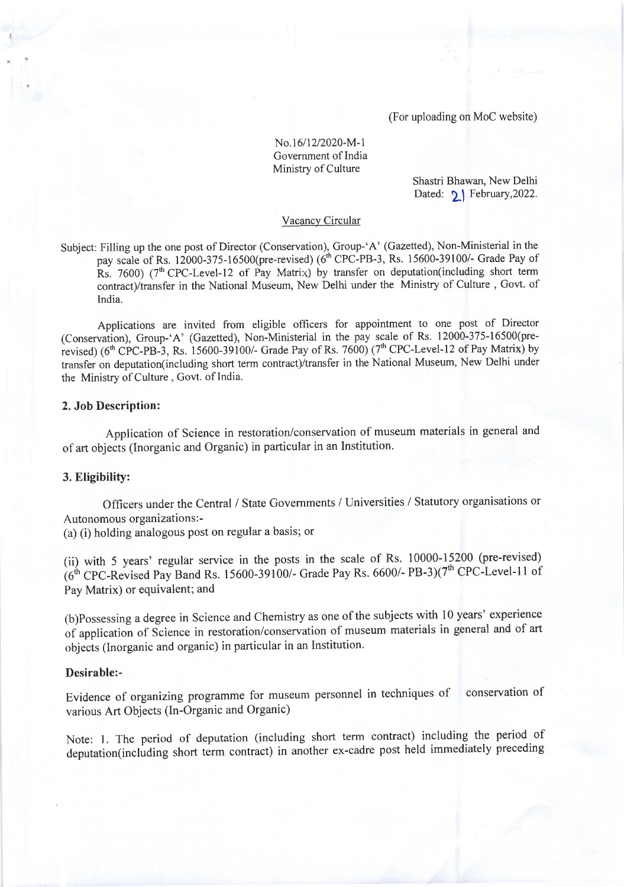(For uploading on MoC website)

No.16/12/2020-M-1
Government of India
Ministry of Culture

Shastri Bhawan, New Delhi
Dated: 21 February,2022.

Vacancy Circular

Subject: Filling up the one post of Director (Conservation), Group-'A' (Gazetted), Non-Ministerial in the pay scale of Rs. 12000-375-16500(pre-revised) (6th CPC-PB-3, Rs. 15600-39100/- Grade Pay of Rs. 7600) (7th CPC-Level-12 of Pay Matrix) by transfer on deputation(including short term contract)/transfer in the National Museum, New Delhi under the Ministry of Culture , Govt. of India.

Applications are invited from eligible officers for appointment to one post of Director (Conservation), Group-'A' (Gazetted), Non-Ministerial in the pay scale of Rs. 12000-375-16500(pre-revised) (6th CPC-PB-3, Rs. 15600-39100/- Grade Pay of Rs. 7600) (7th CPC-Level-12 of Pay Matrix) by transfer on deputation(including short term contract)/transfer in the National Museum, New Delhi under the Ministry of Culture , Govt. of India.

## 2. Job Description:

Application of Science in restoration/conservation of museum materials in general and of art objects (Inorganic and Organic) in particular in an Institution.

## 3. Eligibility:

Officers under the Central / State Governments / Universities / Statutory organisations or Autonomous organizations:-

(a) (i) holding analogous post on regular a basis; or

(ii) with 5 years' regular service in the posts in the scale of Rs. 10000-15200 (pre-revised) (6th CPC-Revised Pay Band Rs. 15600-39100/- Grade Pay Rs. 6600/- PB-3)(7th CPC-Level-11 of Pay Matrix) or equivalent; and

(b)Possessing a degree in Science and Chemistry as one of the subjects with 10 years' experience of application of Science in restoration/conservation of museum materials in general and of art objects (Inorganic and organic) in particular in an Institution.

### Desirable:-

Evidence of organizing programme for museum personnel in techniques of conservation of various Art Objects (In-Organic and Organic)

Note: 1. The period of deputation (including short term contract) including the period of deputation(including short term contract) in another ex-cadre post held immediately preceding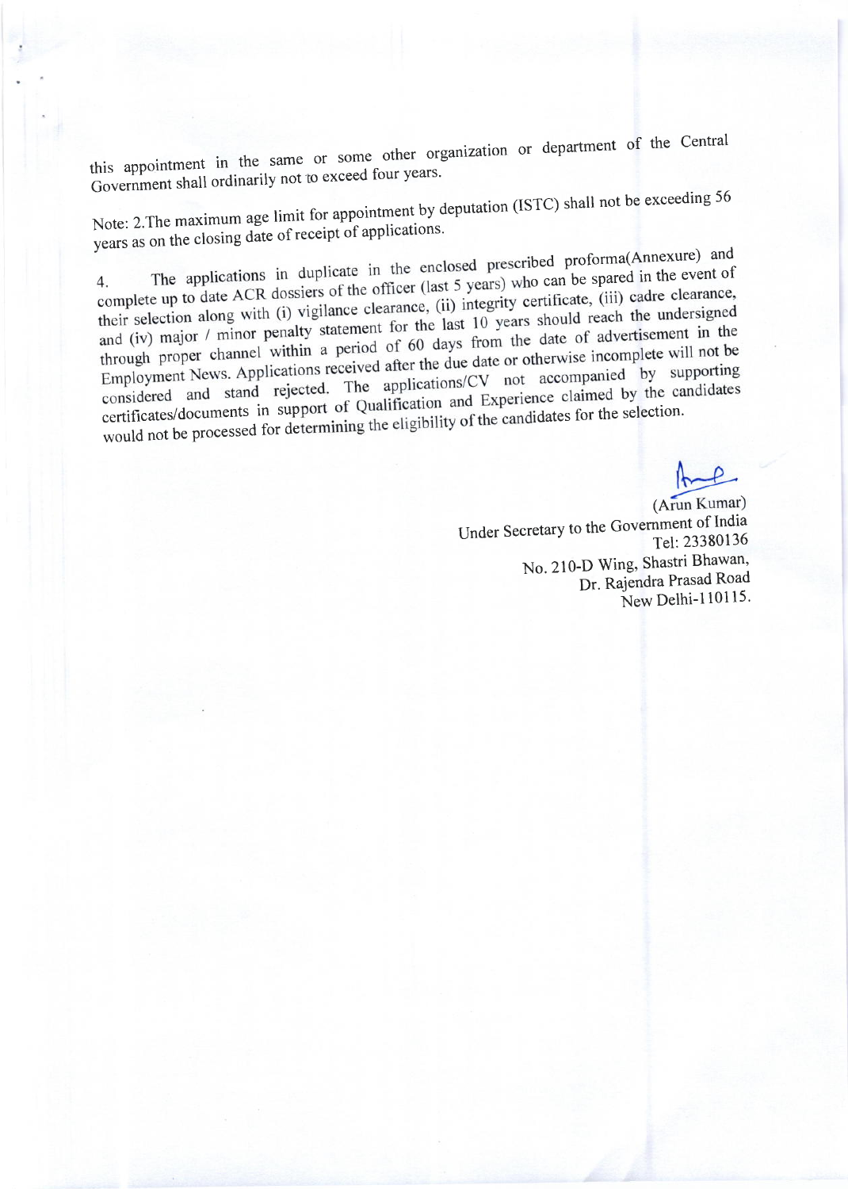this appointment in the same or some other organization or department of the Central Government shall ordinarily not to exceed four years.

Note: 2.The maximum age limit for appointment by deputation (ISTC) shall not be exceeding 56 years as on the closing date of receipt of applications.

4. The applications in duplicate in the enclosed prescribed proforma(Annexure) and complete up to date ACR dossiers of the officer (last 5 years) who can be spared in the event of their selection along with (i) vigilance clearance, (ii) integrity certificate, (iii) cadre clearance, and (iv) major / minor penalty statement for the last 10 years should reach the undersigned through proper channel within a period of 60 days from the date of advertisement in the Employment News. Applications received after the due date or otherwise incomplete will not be considered and stand rejected. The applications/CV not accompanied by supporting certificates/documents in support of Qualification and Experience claimed by the candidates would not be processed for determining the eligibility of the candidates for the selection.

(Arun Kumar)
Under Secretary to the Government of India
Tel: 23380136
No. 210-D Wing, Shastri Bhawan,
Dr. Rajendra Prasad Road
New Delhi-110115.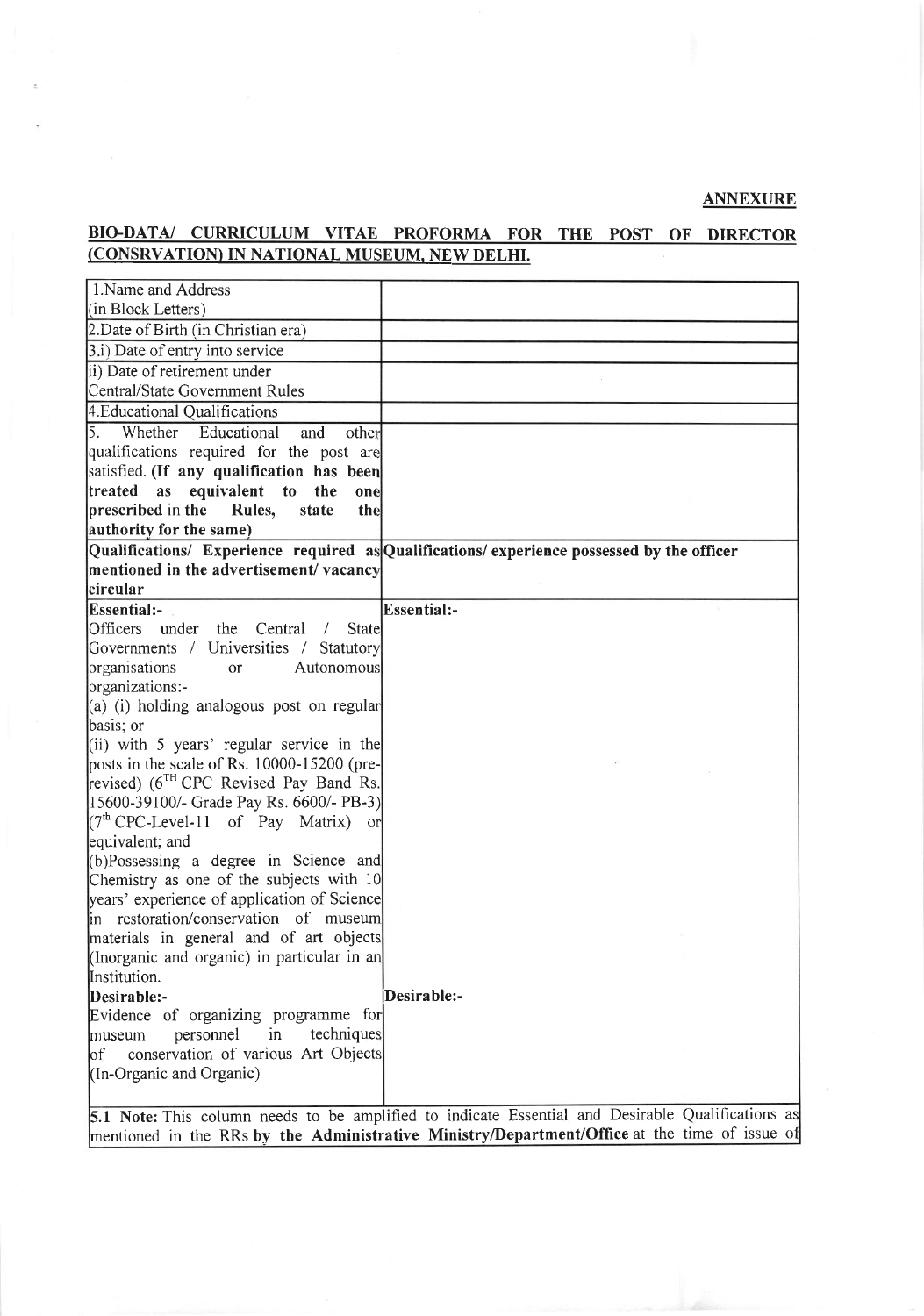**ANNEXURE**

## BIO-DATA/ CURRICULUM VITAE PROFORMA FOR THE POST OF DIRECTOR (CONSRVATION) IN NATIONAL MUSEUM, NEW DELHI.

| | |
|---|---|
| 1.Name and Address (in Block Letters) | |
| 2.Date of Birth (in Christian era) | |
| 3.i) Date of entry into service | |
| ii) Date of retirement under Central/State Government Rules | |
| 4.Educational Qualifications | |
| 5. Whether Educational and other qualifications required for the post are satisfied. **(If any qualification has been treated as equivalent to the one prescribed in the Rules, state the authority for the same)** | |
| **Qualifications/ Experience required as mentioned in the advertisement/ vacancy circular** | **Qualifications/ experience possessed by the officer** |
| **Essential:-** Officers under the Central / State Governments / Universities / Statutory organisations or Autonomous organizations:- (a) (i) holding analogous post on regular basis; or (ii) with 5 years' regular service in the posts in the scale of Rs. 10000-15200 (pre-revised) ($6^{TH}$ CPC Revised Pay Band Rs. 15600-39100/- Grade Pay Rs. 6600/- PB-3) ($7^{th}$ CPC-Level-11 of Pay Matrix) or equivalent; and (b)Possessing a degree in Science and Chemistry as one of the subjects with 10 years' experience of application of Science in restoration/conservation of museum materials in general and of art objects (Inorganic and organic) in particular in an Institution. | **Essential:-** |
| **Desirable:-** Evidence of organizing programme for museum personnel in techniques of conservation of various Art Objects (In-Organic and Organic) | **Desirable:-** |

**5.1 Note:** This column needs to be amplified to indicate Essential and Desirable Qualifications as mentioned in the RRs **by the Administrative Ministry/Department/Office** at the time of issue of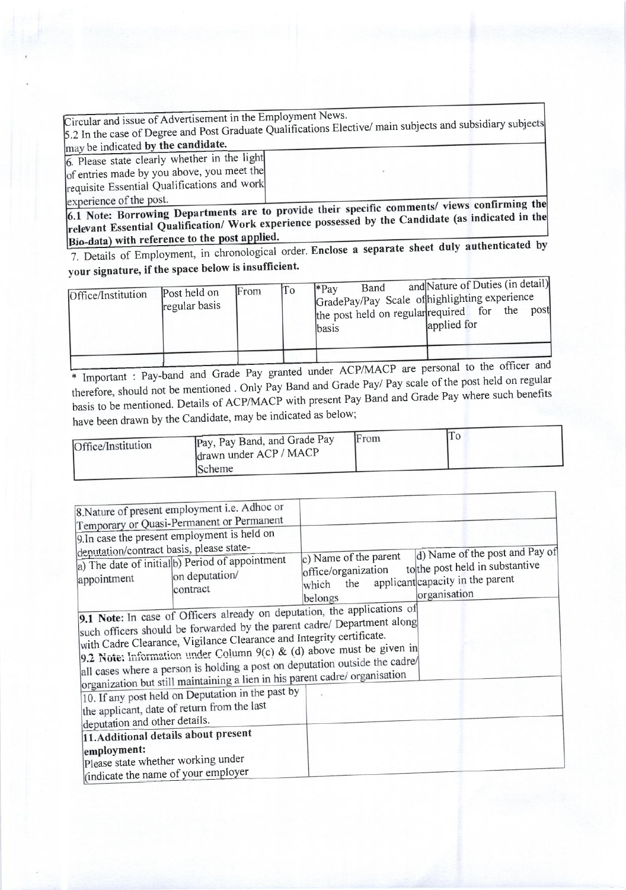| Circular and issue of Advertisement in the Employment News. |
|---|
| 5.2 In the case of Degree and Post Graduate Qualifications Elective/ main subjects and subsidiary subjects may be indicated **by the candidate.** |

| 6. Please state clearly whether in the light of entries made by you above, you meet the requisite Essential Qualifications and work experience of the post. | |
|---|---|
| **6.1 Note: Borrowing Departments are to provide their specific comments/ views confirming the relevant Essential Qualification/ Work experience possessed by the Candidate (as indicated in the Bio-data) with reference to the post applied.** | |

7. Details of Employment, in chronological order. **Enclose a separate sheet duly authenticated by your signature, if the space below is insufficient.**

| Office/Institution | Post held on regular basis | From | To | *Pay Band and GradePay/Pay Scale of the post held on regular basis | Nature of Duties (in detail) highlighting experience required for the post applied for |
|---|---|---|---|---|---|
| | | | | | |

* Important : Pay-band and Grade Pay granted under ACP/MACP are personal to the officer and therefore, should not be mentioned . Only Pay Band and Grade Pay/ Pay scale of the post held on regular basis to be mentioned. Details of ACP/MACP with present Pay Band and Grade Pay where such benefits have been drawn by the Candidate, may be indicated as below;

| Office/Institution | Pay, Pay Band, and Grade Pay drawn under ACP / MACP Scheme | From | To |
|---|---|---|---|

| 8.Nature of present employment i.e. Adhoc or Temporary or Quasi-Permanent or Permanent | | | |
|---|---|---|---|
| 9.In case the present employment is held on deputation/contract basis, please state- | | | |
| a) The date of initial appointment | b) Period of appointment on deputation/ contract | c) Name of the parent office/organization to which the applicant belongs | d) Name of the post and Pay of the post held in substantive capacity in the parent organisation |
| **9.1 Note:** In case of Officers already on deputation, the applications of such officers should be forwarded by the parent cadre/ Department along with Cadre Clearance, Vigilance Clearance and Integrity certificate. 9.2 Note: Information under Column 9(c) & (d) above must be given in all cases where a person is holding a post on deputation outside the cadre/ organization but still maintaining a lien in his parent cadre/ organisation | | | |
| 10. If any post held on Deputation in the past by the applicant, date of return from the last deputation and other details. | | | |
| **11.Additional details about present employment:** Please state whether working under (indicate the name of your employer | | | |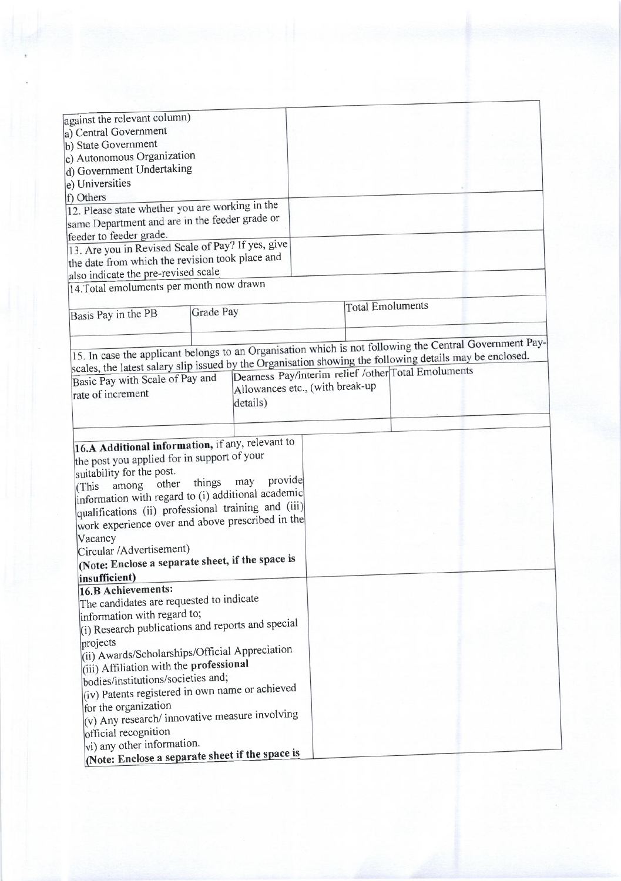| against the relevant column)<br>a) Central Government<br>b) State Government<br>c) Autonomous Organization<br>d) Government Undertaking<br>e) Universities<br>f) Others | |
|---|---|
| 12. Please state whether you are working in the same Department and are in the feeder grade or feeder to feeder grade. | |
| 13. Are you in Revised Scale of Pay? If yes, give the date from which the revision took place and also indicate the pre-revised scale | |

14.Total emoluments per month now drawn

| Basis Pay in the PB | Grade Pay | Total Emoluments |
|---|---|---|
| | | |

15. In case the applicant belongs to an Organisation which is not following the Central Government Pay-scales, the latest salary slip issued by the Organisation showing the following details may be enclosed.

| Basic Pay with Scale of Pay and rate of increment | Dearness Pay/interim relief /other Allowances etc., (with break-up details) | Total Emoluments |
|---|---|---|
| | | |

| | |
|---|---|
| **16.A Additional information,** if any, relevant to the post you applied for in support of your suitability for the post.<br>(This among other things may provide information with regard to (i) additional academic qualifications (ii) professional training and (iii) work experience over and above prescribed in the Vacancy Circular /Advertisement)<br>**(Note: Enclose a separate sheet, if the space is insufficient)** | |
| **16.B Achievements:**<br>The candidates are requested to indicate information with regard to;<br>(i) Research publications and reports and special projects<br>(ii) Awards/Scholarships/Official Appreciation<br>(iii) Affiliation with the **professional** bodies/institutions/societies and;<br>(iv) Patents registered in own name or achieved for the organization<br>(v) Any research/ innovative measure involving official recognition<br>vi) any other information.<br>**(Note: Enclose a separate sheet if the space is** | |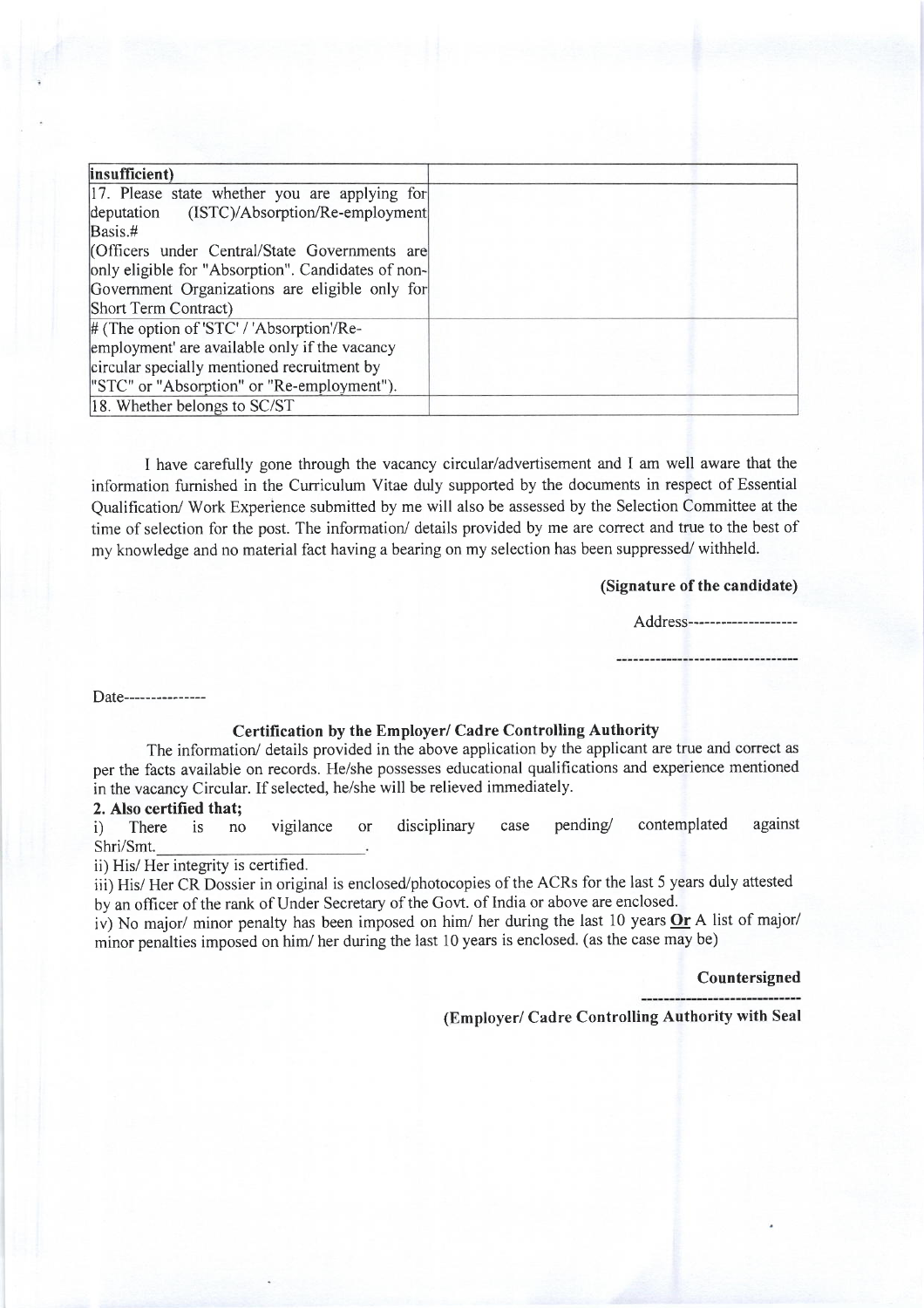| | |
|---|---|
| **insufficient)** | |
| 17. Please state whether you are applying for deputation (ISTC)/Absorption/Re-employment Basis.#<br>(Officers under Central/State Governments are only eligible for "Absorption". Candidates of non-Government Organizations are eligible only for Short Term Contract) | |
| # (The option of 'STC' / 'Absorption'/Re-employment' are available only if the vacancy circular specially mentioned recruitment by "STC" or "Absorption" or "Re-employment"). | |
| 18. Whether belongs to SC/ST | |

I have carefully gone through the vacancy circular/advertisement and I am well aware that the information furnished in the Curriculum Vitae duly supported by the documents in respect of Essential Qualification/ Work Experience submitted by me will also be assessed by the Selection Committee at the time of selection for the post. The information/ details provided by me are correct and true to the best of my knowledge and no material fact having a bearing on my selection has been suppressed/ withheld.

**(Signature of the candidate)**

Address--------------------

---------------------------------

Date---------------

### Certification by the Employer/ Cadre Controlling Authority

The information/ details provided in the above application by the applicant are true and correct as per the facts available on records. He/she possesses educational qualifications and experience mentioned in the vacancy Circular. If selected, he/she will be relieved immediately.

**2. Also certified that;**

i) There is no vigilance or disciplinary case pending/ contemplated against Shri/Smt.\_\_\_\_\_\_\_\_\_\_\_\_\_\_\_\_\_\_\_\_\_\_\_\_.

ii) His/ Her integrity is certified.

iii) His/ Her CR Dossier in original is enclosed/photocopies of the ACRs for the last 5 years duly attested by an officer of the rank of Under Secretary of the Govt. of India or above are enclosed.

iv) No major/ minor penalty has been imposed on him/ her during the last 10 years **Or** A list of major/ minor penalties imposed on him/ her during the last 10 years is enclosed. (as the case may be)

**Countersigned**

-----------------------------

**(Employer/ Cadre Controlling Authority with Seal**